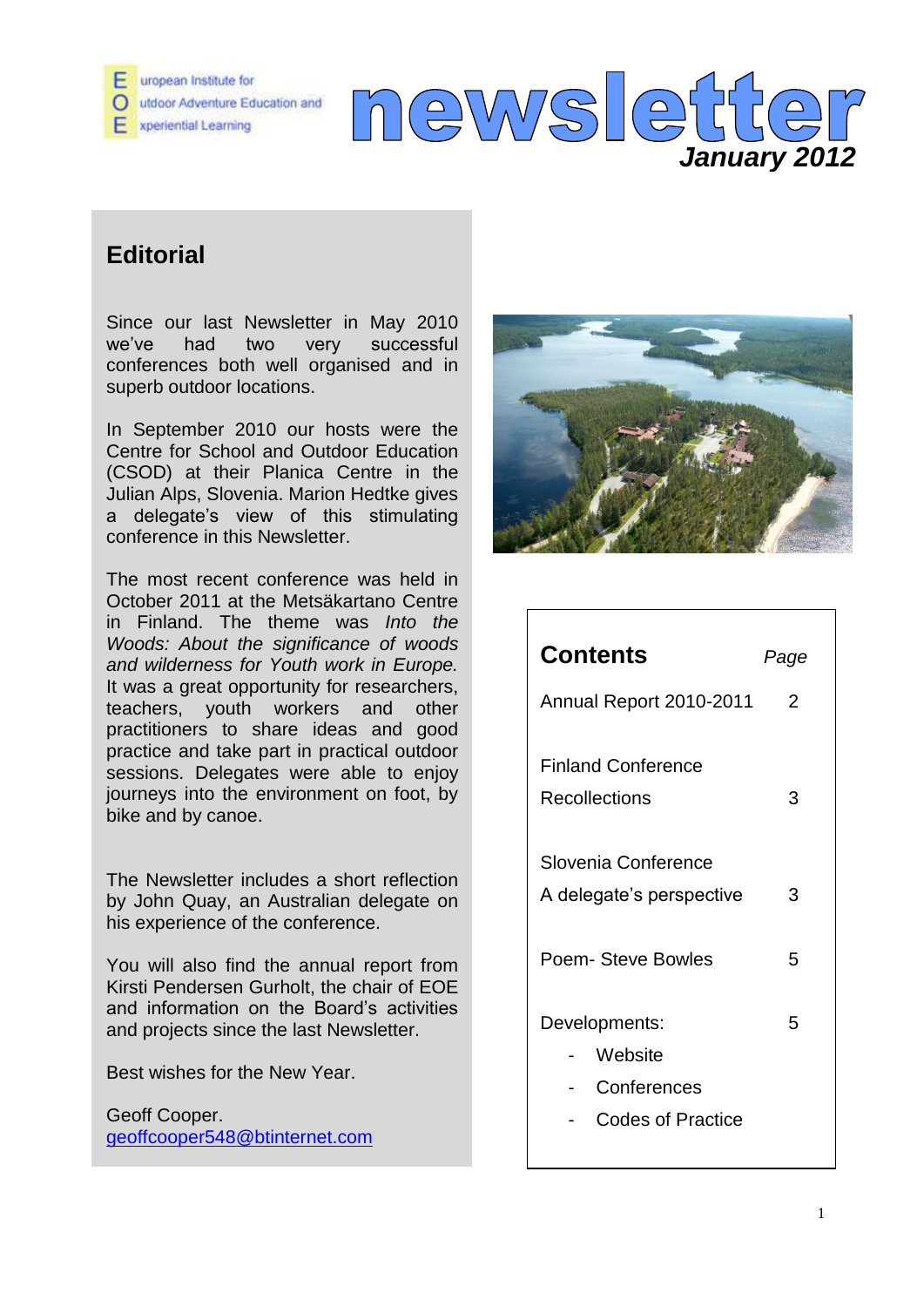European Institute for Outdoor Adventure Education and Experiential Learning

# newsletter

***January 2012***

## Editorial

Since our last Newsletter in May 2010 we've had two very successful conferences both well organised and in superb outdoor locations.

In September 2010 our hosts were the Centre for School and Outdoor Education (CSOD) at their Planica Centre in the Julian Alps, Slovenia. Marion Hedtke gives a delegate's view of this stimulating conference in this Newsletter.

The most recent conference was held in October 2011 at the Metsäkartano Centre in Finland. The theme was *Into the Woods: About the significance of woods and wilderness for Youth work in Europe.* It was a great opportunity for researchers, teachers, youth workers and other practitioners to share ideas and good practice and take part in practical outdoor sessions. Delegates were able to enjoy journeys into the environment on foot, by bike and by canoe.

The Newsletter includes a short reflection by John Quay, an Australian delegate on his experience of the conference.

You will also find the annual report from Kirsti Pendersen Gurholt, the chair of EOE and information on the Board's activities and projects since the last Newsletter.

Best wishes for the New Year.

Geoff Cooper.
geoffcooper548@btinternet.com

| **Contents** | *Page* |
|---|---|
| Annual Report 2010-2011 | 2 |
| Finland Conference Recollections | 3 |
| Slovenia Conference A delegate's perspective | 3 |
| Poem- Steve Bowles | 5 |
| Developments: - Website - Conferences - Codes of Practice | 5 |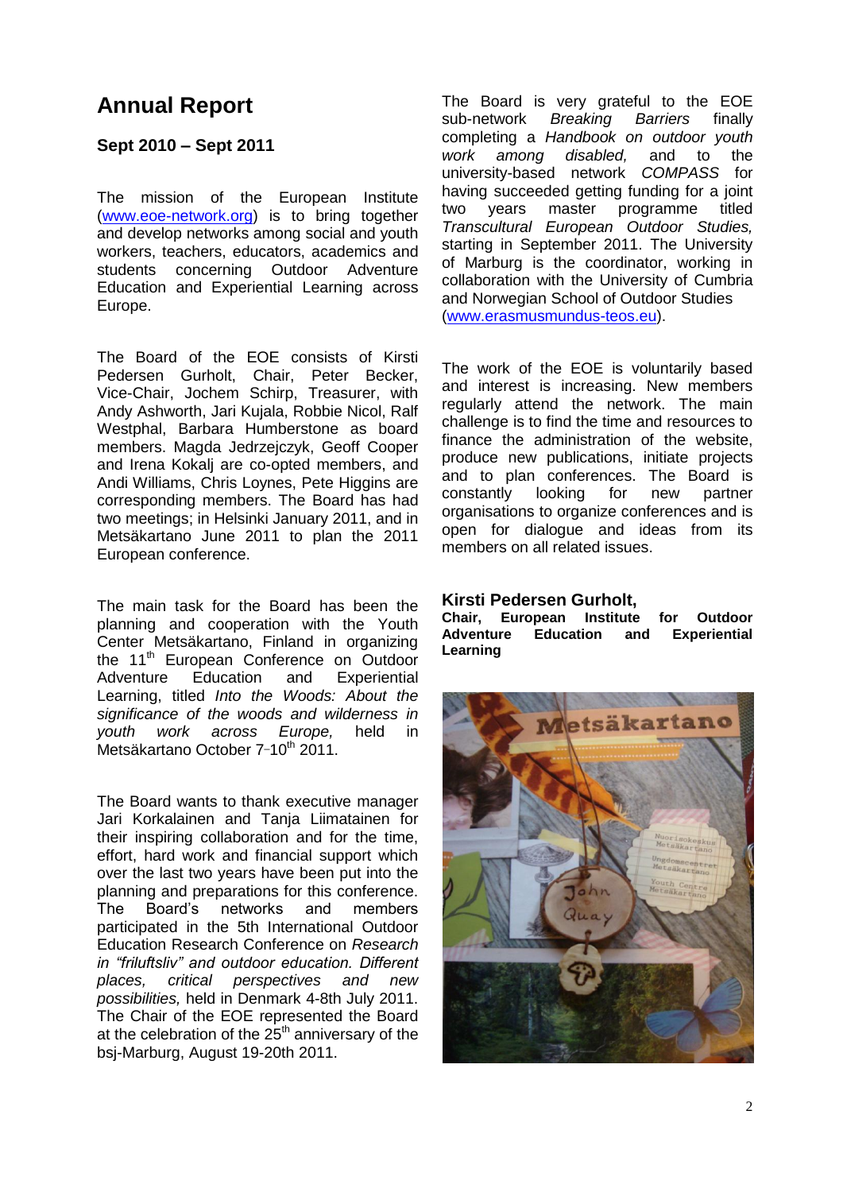# Annual Report

## Sept 2010 – Sept 2011

The mission of the European Institute (www.eoe-network.org) is to bring together and develop networks among social and youth workers, teachers, educators, academics and students concerning Outdoor Adventure Education and Experiential Learning across Europe.

The Board of the EOE consists of Kirsti Pedersen Gurholt, Chair, Peter Becker, Vice-Chair, Jochem Schirp, Treasurer, with Andy Ashworth, Jari Kujala, Robbie Nicol, Ralf Westphal, Barbara Humberstone as board members. Magda Jedrzejczyk, Geoff Cooper and Irena Kokalj are co-opted members, and Andi Williams, Chris Loynes, Pete Higgins are corresponding members. The Board has had two meetings; in Helsinki January 2011, and in Metsäkartano June 2011 to plan the 2011 European conference.

The main task for the Board has been the planning and cooperation with the Youth Center Metsäkartano, Finland in organizing the 11th European Conference on Outdoor Adventure Education and Experiential Learning, titled *Into the Woods: About the significance of the woods and wilderness in youth work across Europe,* held in Metsäkartano October 7–10th 2011.

The Board wants to thank executive manager Jari Korkalainen and Tanja Liimatainen for their inspiring collaboration and for the time, effort, hard work and financial support which over the last two years have been put into the planning and preparations for this conference. The Board's networks and members participated in the 5th International Outdoor Education Research Conference on *Research in "friluftsliv" and outdoor education. Different places, critical perspectives and new possibilities,* held in Denmark 4-8th July 2011. The Chair of the EOE represented the Board at the celebration of the 25th anniversary of the bsj-Marburg, August 19-20th 2011.

The Board is very grateful to the EOE sub-network *Breaking Barriers* finally completing a *Handbook on outdoor youth work among disabled,* and to the university-based network *COMPASS* for having succeeded getting funding for a joint two years master programme titled *Transcultural European Outdoor Studies,* starting in September 2011. The University of Marburg is the coordinator, working in collaboration with the University of Cumbria and Norwegian School of Outdoor Studies (www.erasmusmundus-teos.eu).

The work of the EOE is voluntarily based and interest is increasing. New members regularly attend the network. The main challenge is to find the time and resources to finance the administration of the website, produce new publications, initiate projects and to plan conferences. The Board is constantly looking for new partner organisations to organize conferences and is open for dialogue and ideas from its members on all related issues.

**Kirsti Pedersen Gurholt,**
**Chair, European Institute for Outdoor Adventure Education and Experiential Learning**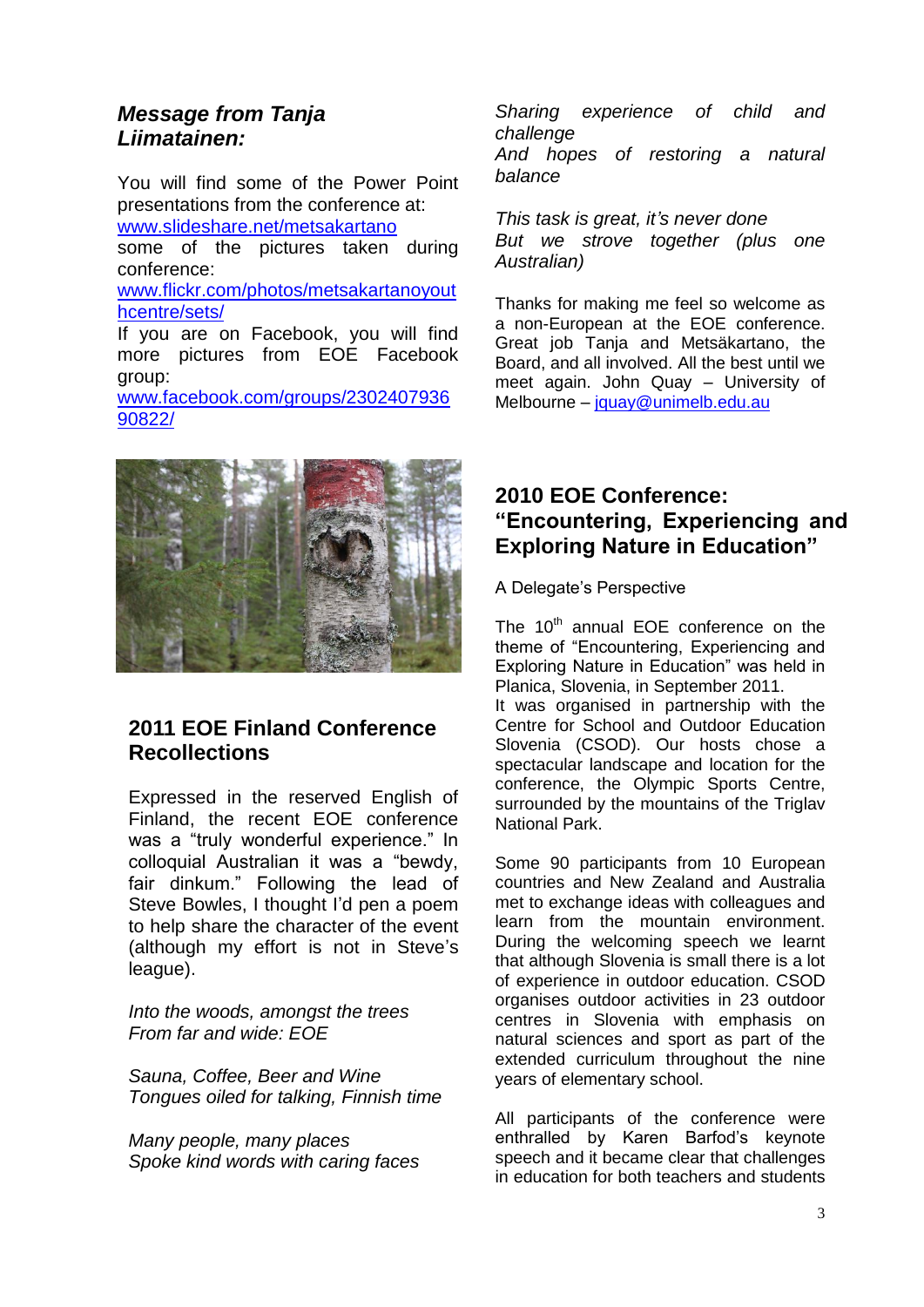## *Message from Tanja Liimatainen:*

You will find some of the Power Point presentations from the conference at: www.slideshare.net/metsakartano some of the pictures taken during conference: www.flickr.com/photos/metsakartanoyouthcentre/sets/ If you are on Facebook, you will find more pictures from EOE Facebook group: www.facebook.com/groups/230240793690822/

## 2011 EOE Finland Conference Recollections

Expressed in the reserved English of Finland, the recent EOE conference was a "truly wonderful experience." In colloquial Australian it was a "bewdy, fair dinkum." Following the lead of Steve Bowles, I thought I'd pen a poem to help share the character of the event (although my effort is not in Steve's league).

*Into the woods, amongst the trees*
*From far and wide: EOE*

*Sauna, Coffee, Beer and Wine*
*Tongues oiled for talking, Finnish time*

*Many people, many places*
*Spoke kind words with caring faces*

*Sharing experience of child and challenge*
*And hopes of restoring a natural balance*

*This task is great, it's never done*
*But we strove together (plus one Australian)*

Thanks for making me feel so welcome as a non-European at the EOE conference. Great job Tanja and Metsäkartano, the Board, and all involved. All the best until we meet again. John Quay – University of Melbourne – jquay@unimelb.edu.au

## 2010 EOE Conference: "Encountering, Experiencing and Exploring Nature in Education"

A Delegate's Perspective

The 10th annual EOE conference on the theme of "Encountering, Experiencing and Exploring Nature in Education" was held in Planica, Slovenia, in September 2011.
It was organised in partnership with the Centre for School and Outdoor Education Slovenia (CSOD). Our hosts chose a spectacular landscape and location for the conference, the Olympic Sports Centre, surrounded by the mountains of the Triglav National Park.

Some 90 participants from 10 European countries and New Zealand and Australia met to exchange ideas with colleagues and learn from the mountain environment. During the welcoming speech we learnt that although Slovenia is small there is a lot of experience in outdoor education. CSOD organises outdoor activities in 23 outdoor centres in Slovenia with emphasis on natural sciences and sport as part of the extended curriculum throughout the nine years of elementary school.

All participants of the conference were enthralled by Karen Barfod's keynote speech and it became clear that challenges in education for both teachers and students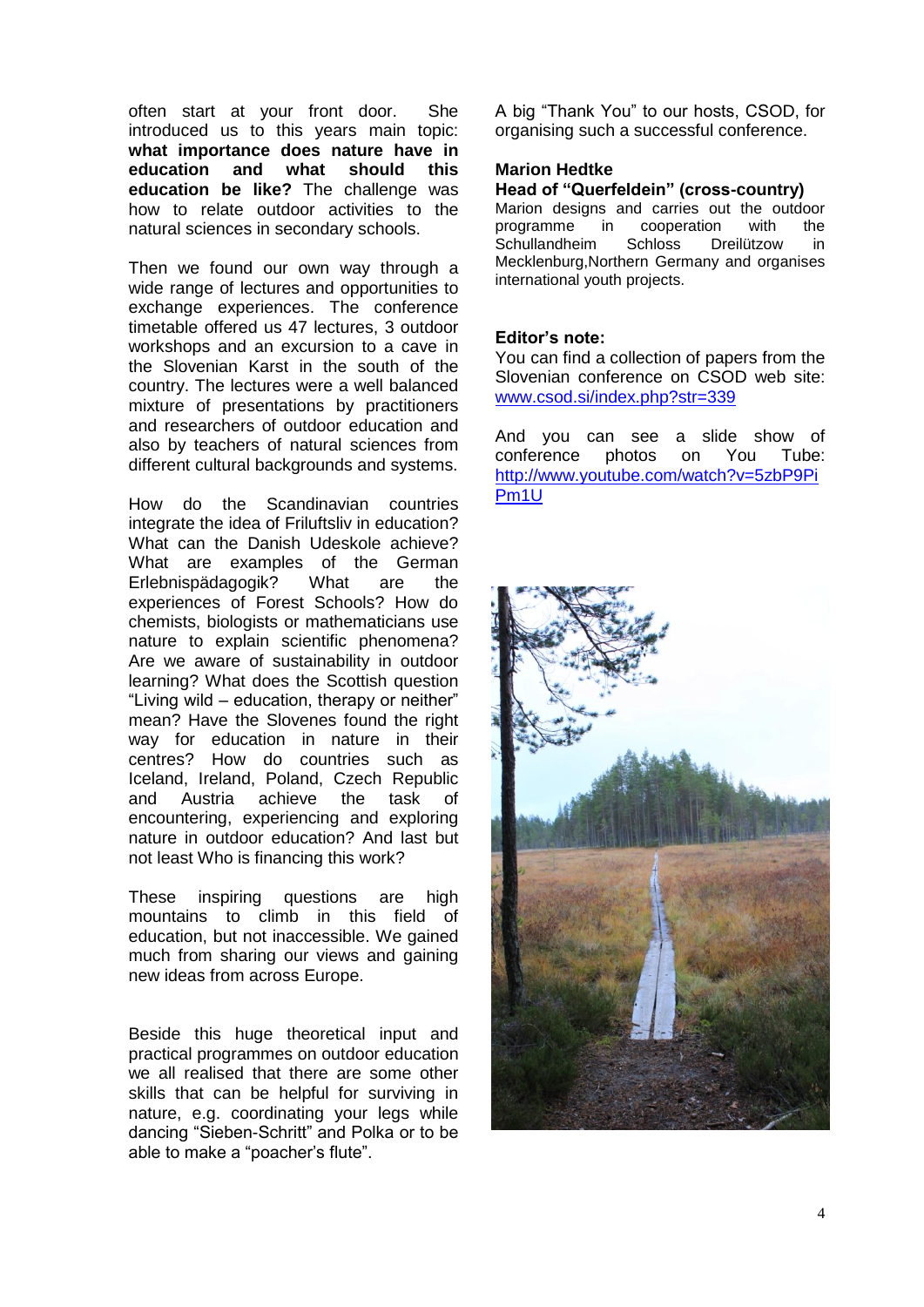often start at your front door. She introduced us to this years main topic: **what importance does nature have in education and what should this education be like?** The challenge was how to relate outdoor activities to the natural sciences in secondary schools.

Then we found our own way through a wide range of lectures and opportunities to exchange experiences. The conference timetable offered us 47 lectures, 3 outdoor workshops and an excursion to a cave in the Slovenian Karst in the south of the country. The lectures were a well balanced mixture of presentations by practitioners and researchers of outdoor education and also by teachers of natural sciences from different cultural backgrounds and systems.

How do the Scandinavian countries integrate the idea of Friluftsliv in education? What can the Danish Udeskole achieve? What are examples of the German Erlebnispädagogik? What are the experiences of Forest Schools? How do chemists, biologists or mathematicians use nature to explain scientific phenomena? Are we aware of sustainability in outdoor learning? What does the Scottish question "Living wild – education, therapy or neither" mean? Have the Slovenes found the right way for education in nature in their centres? How do countries such as Iceland, Ireland, Poland, Czech Republic and Austria achieve the task of encountering, experiencing and exploring nature in outdoor education? And last but not least Who is financing this work?

These inspiring questions are high mountains to climb in this field of education, but not inaccessible. We gained much from sharing our views and gaining new ideas from across Europe.

Beside this huge theoretical input and practical programmes on outdoor education we all realised that there are some other skills that can be helpful for surviving in nature, e.g. coordinating your legs while dancing "Sieben-Schritt" and Polka or to be able to make a "poacher's flute".

A big "Thank You" to our hosts, CSOD, for organising such a successful conference.

**Marion Hedtke**
**Head of "Querfeldein" (cross-country)**
Marion designs and carries out the outdoor programme in cooperation with the Schullandheim Schloss Dreilützow in Mecklenburg,Northern Germany and organises international youth projects.

**Editor's note:**
You can find a collection of papers from the Slovenian conference on CSOD web site: www.csod.si/index.php?str=339

And you can see a slide show of conference photos on You Tube: http://www.youtube.com/watch?v=5zbP9PiPm1U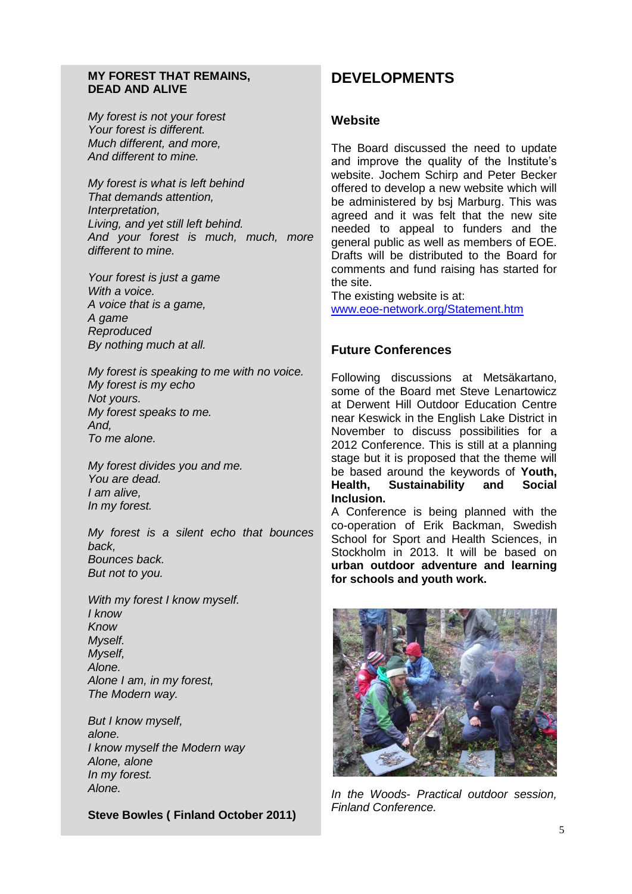## MY FOREST THAT REMAINS, DEAD AND ALIVE

*My forest is not your forest*
*Your forest is different.*
*Much different, and more,*
*And different to mine.*

*My forest is what is left behind*
*That demands attention,*
*Interpretation,*
*Living, and yet still left behind.*
*And your forest is much, much, more different to mine.*

*Your forest is just a game*
*With a voice.*
*A voice that is a game,*
*A game*
*Reproduced*
*By nothing much at all.*

*My forest is speaking to me with no voice.*
*My forest is my echo*
*Not yours.*
*My forest speaks to me.*
*And,*
*To me alone.*

*My forest divides you and me.*
*You are dead.*
*I am alive,*
*In my forest.*

*My forest is a silent echo that bounces back,*
*Bounces back.*
*But not to you.*

*With my forest I know myself.*
*I know*
*Know*
*Myself.*
*Myself,*
*Alone.*
*Alone I am, in my forest,*
*The Modern way.*

*But I know myself,*
*alone.*
*I know myself the Modern way*
*Alone, alone*
*In my forest.*
*Alone.*

**Steve Bowles ( Finland October 2011)**

# DEVELOPMENTS

## Website

The Board discussed the need to update and improve the quality of the Institute's website. Jochem Schirp and Peter Becker offered to develop a new website which will be administered by bsj Marburg. This was agreed and it was felt that the new site needed to appeal to funders and the general public as well as members of EOE. Drafts will be distributed to the Board for comments and fund raising has started for the site.
The existing website is at:
www.eoe-network.org/Statement.htm

## Future Conferences

Following discussions at Metsäkartano, some of the Board met Steve Lenartowicz at Derwent Hill Outdoor Education Centre near Keswick in the English Lake District in November to discuss possibilities for a 2012 Conference. This is still at a planning stage but it is proposed that the theme will be based around the keywords of **Youth, Health, Sustainability and Social Inclusion.**
A Conference is being planned with the co-operation of Erik Backman, Swedish School for Sport and Health Sciences, in Stockholm in 2013. It will be based on **urban outdoor adventure and learning for schools and youth work.**

*In the Woods- Practical outdoor session, Finland Conference.*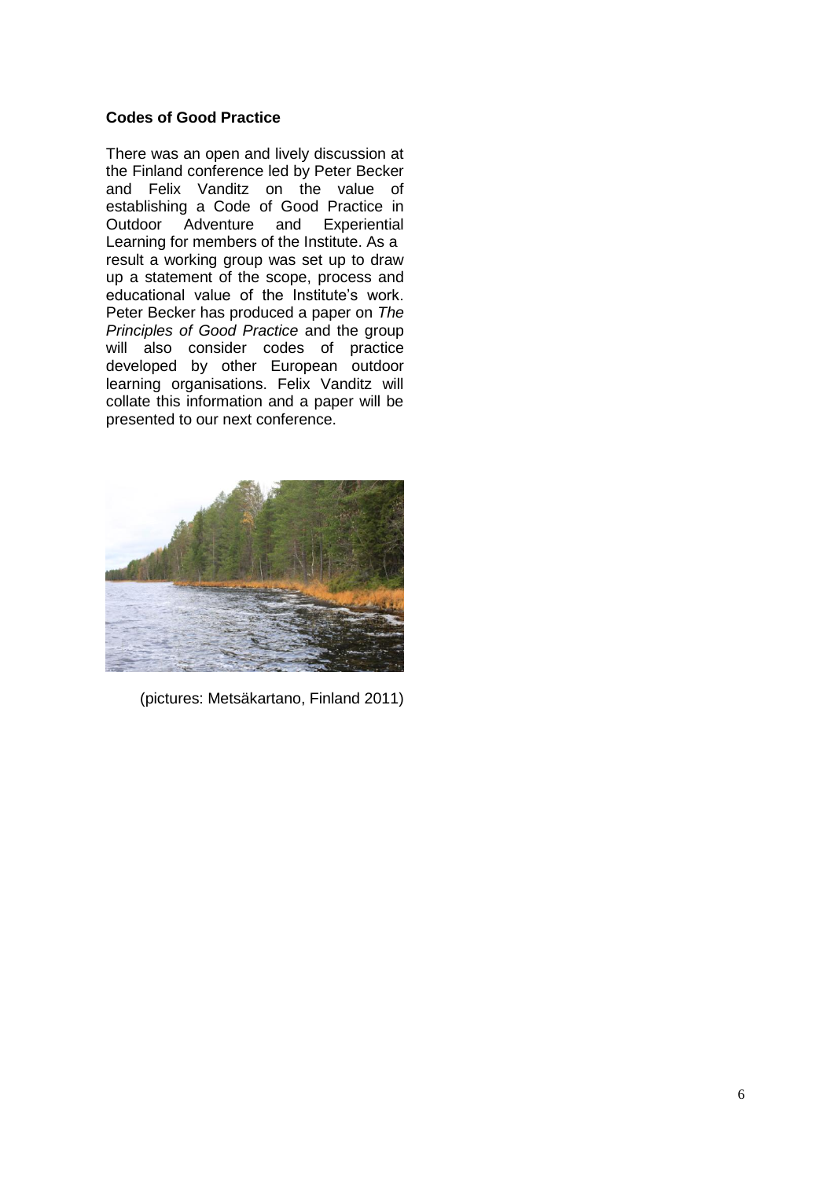**Codes of Good Practice**

There was an open and lively discussion at the Finland conference led by Peter Becker and Felix Vanditz on the value of establishing a Code of Good Practice in Outdoor Adventure and Experiential Learning for members of the Institute. As a result a working group was set up to draw up a statement of the scope, process and educational value of the Institute's work. Peter Becker has produced a paper on *The Principles of Good Practice* and the group will also consider codes of practice developed by other European outdoor learning organisations. Felix Vanditz will collate this information and a paper will be presented to our next conference.

(pictures: Metsäkartano, Finland 2011)